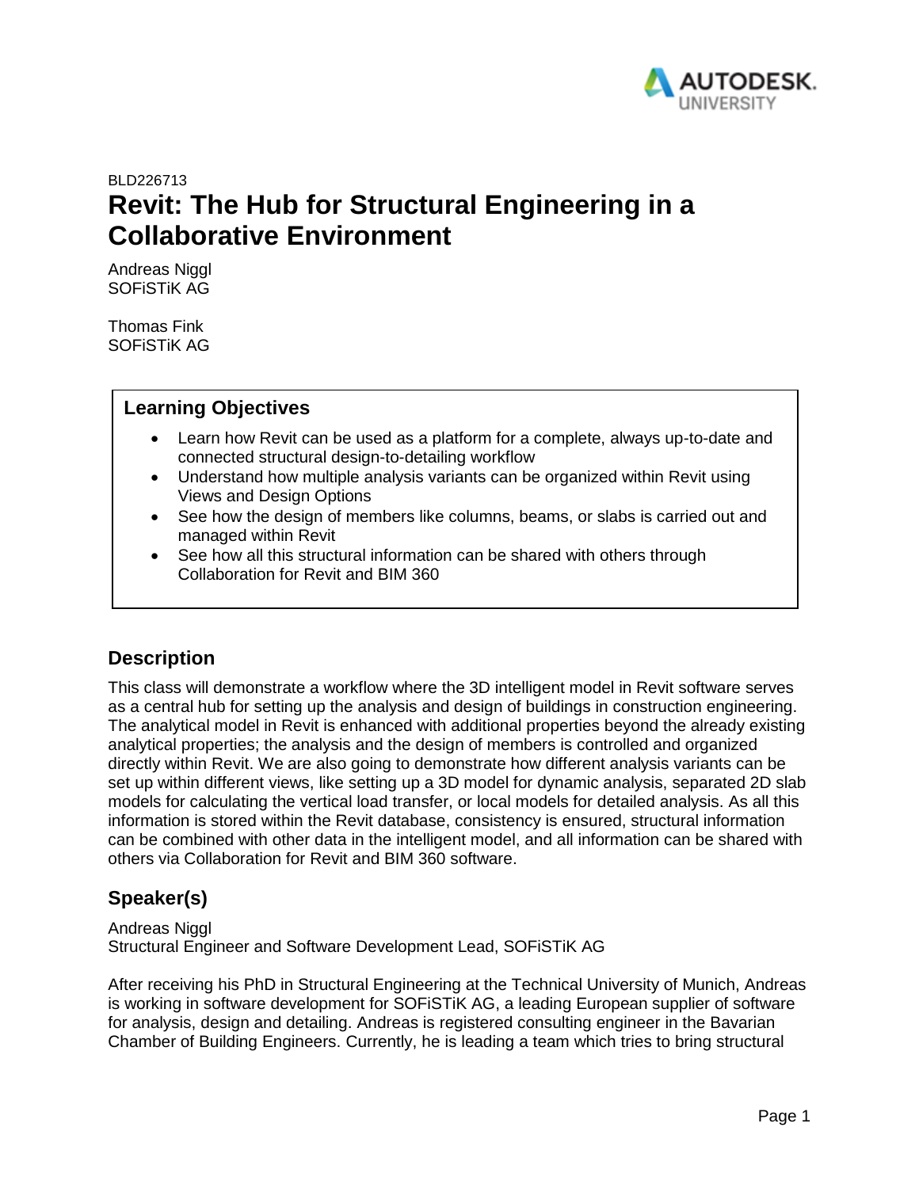BLD226713

# Revit: The Hub for Structural Engineering in a Collaborative Environment

Andreas Niggl
SOFiSTiK AG

Thomas Fink
SOFiSTiK AG

## Learning Objectives

- Learn how Revit can be used as a platform for a complete, always up-to-date and connected structural design-to-detailing workflow
- Understand how multiple analysis variants can be organized within Revit using Views and Design Options
- See how the design of members like columns, beams, or slabs is carried out and managed within Revit
- See how all this structural information can be shared with others through Collaboration for Revit and BIM 360

## Description

This class will demonstrate a workflow where the 3D intelligent model in Revit software serves as a central hub for setting up the analysis and design of buildings in construction engineering. The analytical model in Revit is enhanced with additional properties beyond the already existing analytical properties; the analysis and the design of members is controlled and organized directly within Revit. We are also going to demonstrate how different analysis variants can be set up within different views, like setting up a 3D model for dynamic analysis, separated 2D slab models for calculating the vertical load transfer, or local models for detailed analysis. As all this information is stored within the Revit database, consistency is ensured, structural information can be combined with other data in the intelligent model, and all information can be shared with others via Collaboration for Revit and BIM 360 software.

## Speaker(s)

Andreas Niggl
Structural Engineer and Software Development Lead, SOFiSTiK AG

After receiving his PhD in Structural Engineering at the Technical University of Munich, Andreas is working in software development for SOFiSTiK AG, a leading European supplier of software for analysis, design and detailing. Andreas is registered consulting engineer in the Bavarian Chamber of Building Engineers. Currently, he is leading a team which tries to bring structural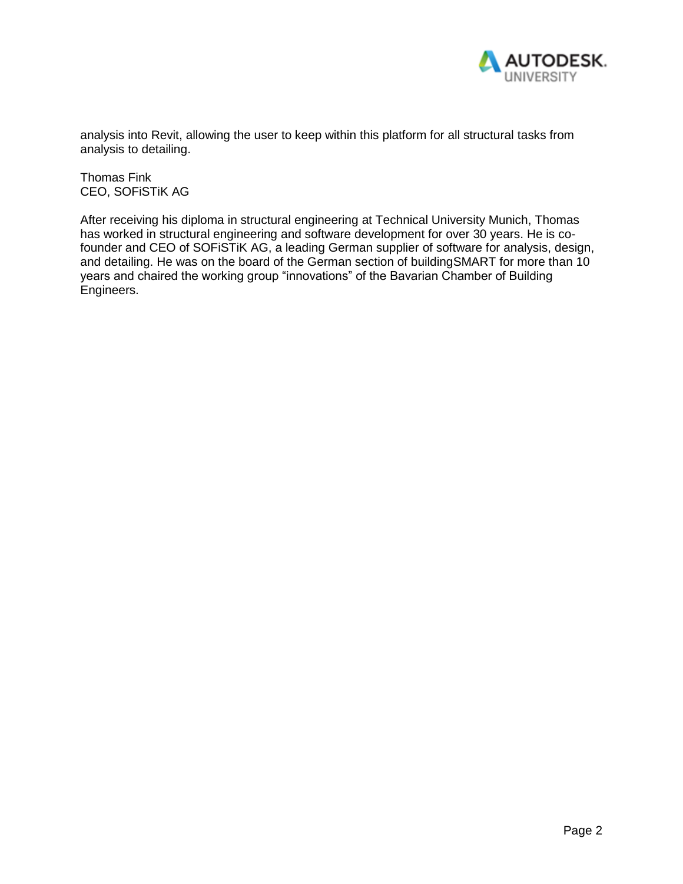analysis into Revit, allowing the user to keep within this platform for all structural tasks from analysis to detailing.

Thomas Fink
CEO, SOFiSTiK AG

After receiving his diploma in structural engineering at Technical University Munich, Thomas has worked in structural engineering and software development for over 30 years. He is co-founder and CEO of SOFiSTiK AG, a leading German supplier of software for analysis, design, and detailing. He was on the board of the German section of buildingSMART for more than 10 years and chaired the working group "innovations" of the Bavarian Chamber of Building Engineers.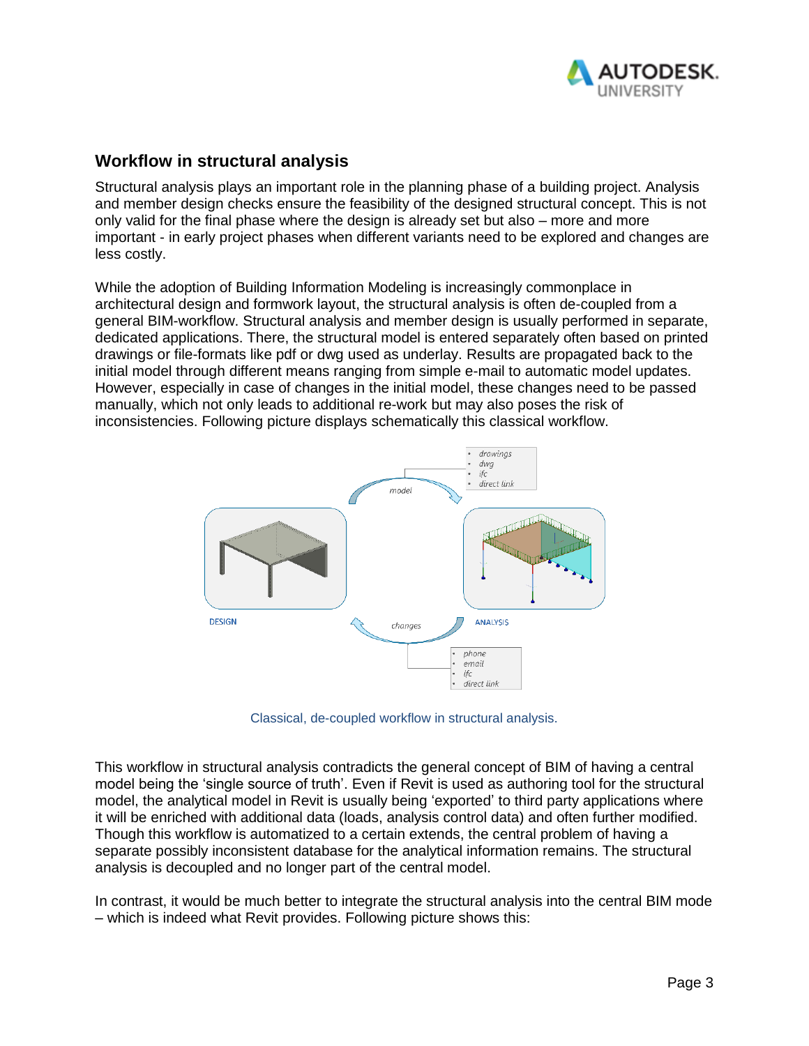## Workflow in structural analysis

Structural analysis plays an important role in the planning phase of a building project. Analysis and member design checks ensure the feasibility of the designed structural concept. This is not only valid for the final phase where the design is already set but also – more and more important - in early project phases when different variants need to be explored and changes are less costly.

While the adoption of Building Information Modeling is increasingly commonplace in architectural design and formwork layout, the structural analysis is often de-coupled from a general BIM-workflow. Structural analysis and member design is usually performed in separate, dedicated applications. There, the structural model is entered separately often based on printed drawings or file-formats like pdf or dwg used as underlay. Results are propagated back to the initial model through different means ranging from simple e-mail to automatic model updates. However, especially in case of changes in the initial model, these changes need to be passed manually, which not only leads to additional re-work but may also poses the risk of inconsistencies. Following picture displays schematically this classical workflow.

Classical, de-coupled workflow in structural analysis.

This workflow in structural analysis contradicts the general concept of BIM of having a central model being the 'single source of truth'. Even if Revit is used as authoring tool for the structural model, the analytical model in Revit is usually being 'exported' to third party applications where it will be enriched with additional data (loads, analysis control data) and often further modified. Though this workflow is automatized to a certain extends, the central problem of having a separate possibly inconsistent database for the analytical information remains. The structural analysis is decoupled and no longer part of the central model.

In contrast, it would be much better to integrate the structural analysis into the central BIM mode – which is indeed what Revit provides. Following picture shows this: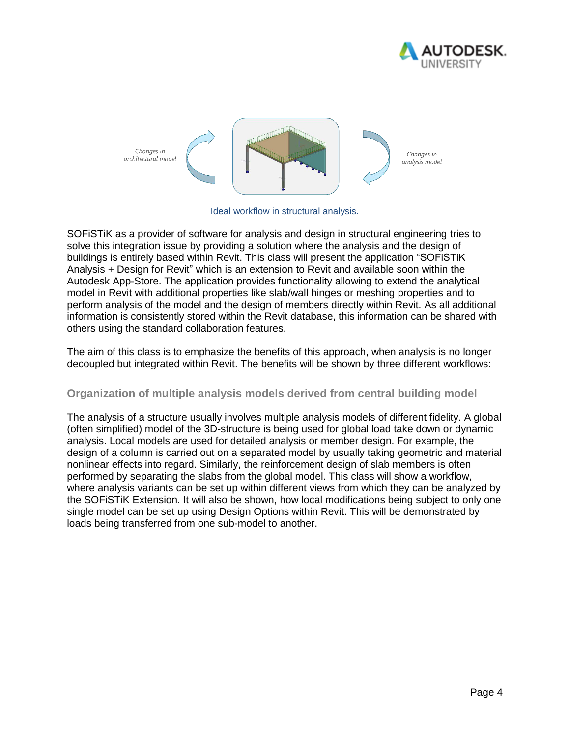Changes in architectural model

Changes in analysis model

Ideal workflow in structural analysis.

SOFiSTiK as a provider of software for analysis and design in structural engineering tries to solve this integration issue by providing a solution where the analysis and the design of buildings is entirely based within Revit. This class will present the application "SOFiSTiK Analysis + Design for Revit" which is an extension to Revit and available soon within the Autodesk App-Store. The application provides functionality allowing to extend the analytical model in Revit with additional properties like slab/wall hinges or meshing properties and to perform analysis of the model and the design of members directly within Revit. As all additional information is consistently stored within the Revit database, this information can be shared with others using the standard collaboration features.

The aim of this class is to emphasize the benefits of this approach, when analysis is no longer decoupled but integrated within Revit. The benefits will be shown by three different workflows:

## Organization of multiple analysis models derived from central building model

The analysis of a structure usually involves multiple analysis models of different fidelity. A global (often simplified) model of the 3D-structure is being used for global load take down or dynamic analysis. Local models are used for detailed analysis or member design. For example, the design of a column is carried out on a separated model by usually taking geometric and material nonlinear effects into regard. Similarly, the reinforcement design of slab members is often performed by separating the slabs from the global model. This class will show a workflow, where analysis variants can be set up within different views from which they can be analyzed by the SOFiSTiK Extension. It will also be shown, how local modifications being subject to only one single model can be set up using Design Options within Revit. This will be demonstrated by loads being transferred from one sub-model to another.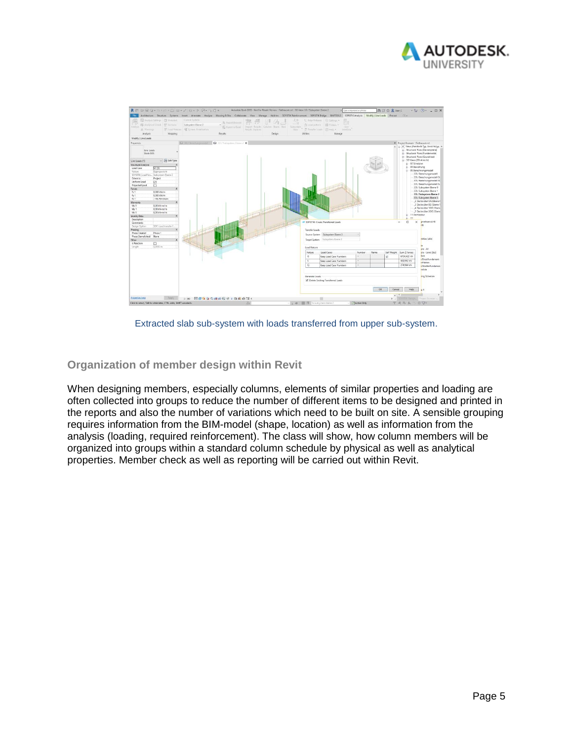Extracted slab sub-system with loads transferred from upper sub-system.

## Organization of member design within Revit

When designing members, especially columns, elements of similar properties and loading are often collected into groups to reduce the number of different items to be designed and printed in the reports and also the number of variations which need to be built on site. A sensible grouping requires information from the BIM-model (shape, location) as well as information from the analysis (loading, required reinforcement). The class will show, how column members will be organized into groups within a standard column schedule by physical as well as analytical properties. Member check as well as reporting will be carried out within Revit.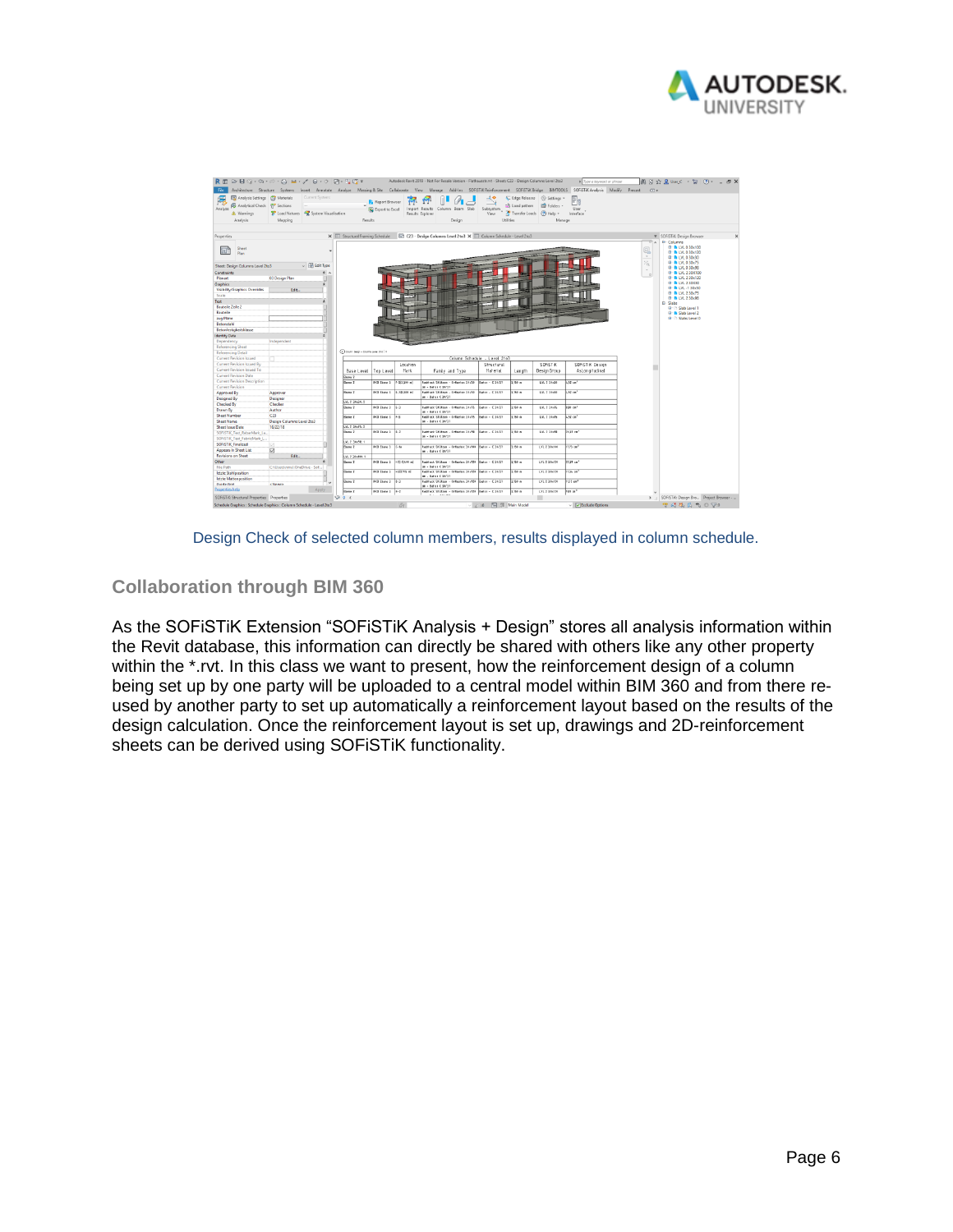Design Check of selected column members, results displayed in column schedule.

## Collaboration through BIM 360

As the SOFiSTiK Extension "SOFiSTiK Analysis + Design" stores all analysis information within the Revit database, this information can directly be shared with others like any other property within the *.rvt. In this class we want to present, how the reinforcement design of a column being set up by one party will be uploaded to a central model within BIM 360 and from there re-used by another party to set up automatically a reinforcement layout based on the results of the design calculation. Once the reinforcement layout is set up, drawings and 2D-reinforcement sheets can be derived using SOFiSTiK functionality.